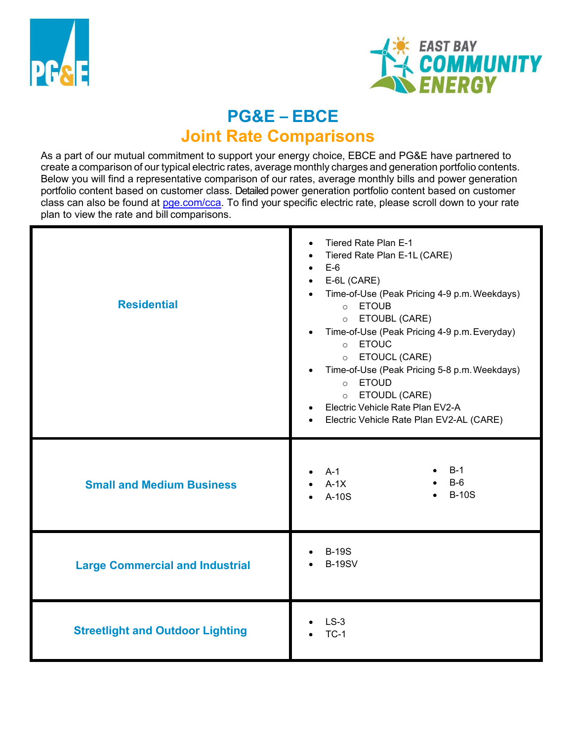# PG&E – EBCE

## Joint Rate Comparisons

As a part of our mutual commitment to support your energy choice, EBCE and PG&E have partnered to create a comparison of our typical electric rates, average monthly charges and generation portfolio contents. Below you will find a representative comparison of our rates, average monthly bills and power generation portfolio content based on customer class. Detailed power generation portfolio content based on customer class can also be found at [pge.com/cca](pge.com/cca). To find your specific electric rate, please scroll down to your rate plan to view the rate and bill comparisons.

| Customer Class | Rate Plans |
|---|---|
| **Residential** | • Tiered Rate Plan E-1<br>• Tiered Rate Plan E-1L (CARE)<br>• E-6<br>• E-6L (CARE)<br>• Time-of-Use (Peak Pricing 4-9 p.m. Weekdays)<br>  ○ ETOUB<br>  ○ ETOUBL (CARE)<br>• Time-of-Use (Peak Pricing 4-9 p.m. Everyday)<br>  ○ ETOUC<br>  ○ ETOUCL (CARE)<br>• Time-of-Use (Peak Pricing 5-8 p.m. Weekdays)<br>  ○ ETOUD<br>  ○ ETOUDL (CARE)<br>• Electric Vehicle Rate Plan EV2-A<br>• Electric Vehicle Rate Plan EV2-AL (CARE) |
| **Small and Medium Business** | • A-1<br>• A-1X<br>• A-10S<br>• B-1<br>• B-6<br>• B-10S |
| **Large Commercial and Industrial** | • B-19S<br>• B-19SV |
| **Streetlight and Outdoor Lighting** | • LS-3<br>• TC-1 |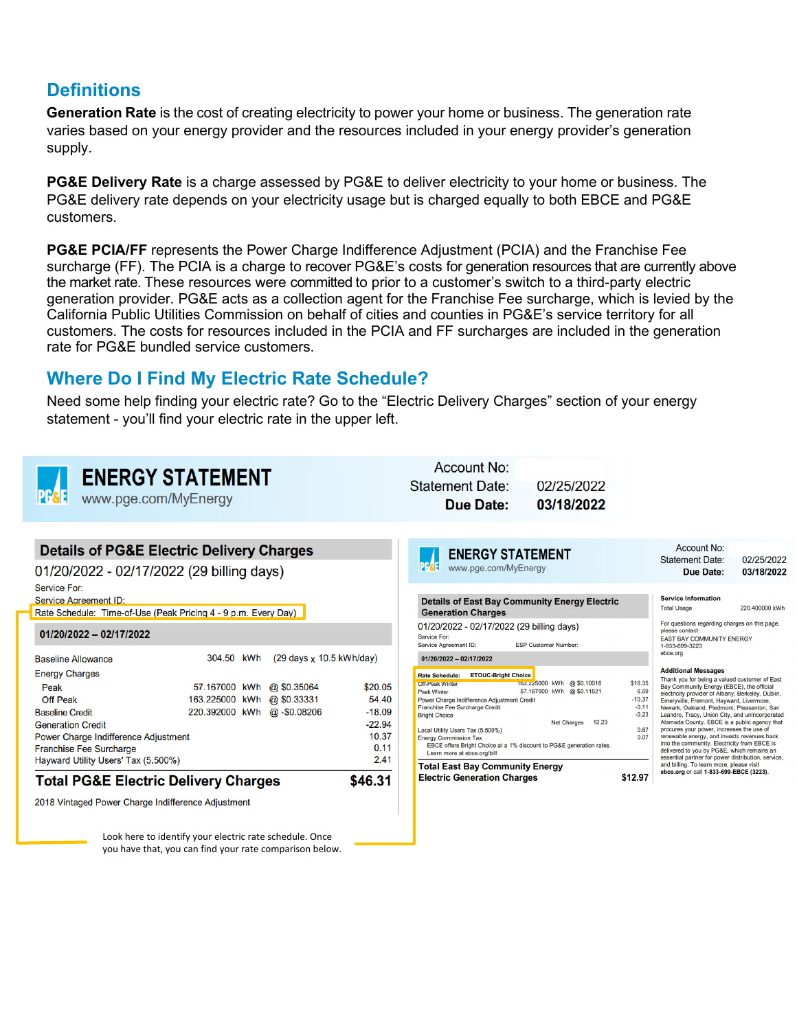## Definitions

**Generation Rate** is the cost of creating electricity to power your home or business. The generation rate varies based on your energy provider and the resources included in your energy provider's generation supply.

**PG&E Delivery Rate** is a charge assessed by PG&E to deliver electricity to your home or business. The PG&E delivery rate depends on your electricity usage but is charged equally to both EBCE and PG&E customers.

**PG&E PCIA/FF** represents the Power Charge Indifference Adjustment (PCIA) and the Franchise Fee surcharge (FF). The PCIA is a charge to recover PG&E's costs for generation resources that are currently above the market rate. These resources were committed to prior to a customer's switch to a third-party electric generation provider. PG&E acts as a collection agent for the Franchise Fee surcharge, which is levied by the California Public Utilities Commission on behalf of cities and counties in PG&E's service territory for all customers. The costs for resources included in the PCIA and FF surcharges are included in the generation rate for PG&E bundled service customers.

## Where Do I Find My Electric Rate Schedule?

Need some help finding your electric rate? Go to the "Electric Delivery Charges" section of your energy statement - you'll find your electric rate in the upper left.

**ENERGY STATEMENT**
www.pge.com/MyEnergy

Account No:
Statement Date: 02/25/2022
**Due Date: 03/18/2022**

### Details of PG&E Electric Delivery Charges

01/20/2022 - 02/17/2022 (29 billing days)

Service For:
Service Agreement ID:
Rate Schedule: Time-of-Use (Peak Pricing 4 - 9 p.m. Every Day)

**01/20/2022 – 02/17/2022**

| | | | | |
|---|---|---|---|---|
| Baseline Allowance | 304.50 | kWh | (29 days x 10.5 kWh/day) | |
| Energy Charges | | | | |
| Peak | 57.167000 | kWh | @ $0.35064 | $20.05 |
| Off Peak | 163.225000 | kWh | @ $0.33331 | 54.40 |
| Baseline Credit | 220.392000 | kWh | @ -$0.08206 | -18.09 |
| Generation Credit | | | | -22.94 |
| Power Charge Indifference Adjustment | | | | 10.37 |
| Franchise Fee Surcharge | | | | 0.11 |
| Hayward Utility Users' Tax (5.500%) | | | | 2.41 |
| **Total PG&E Electric Delivery Charges** | | | | **$46.31** |

2018 Vintaged Power Charge Indifference Adjustment

**ENERGY STATEMENT**
www.pge.com/MyEnergy

Account No:
Statement Date: 02/25/2022
Due Date: 03/18/2022

### Details of East Bay Community Energy Electric Generation Charges

01/20/2022 - 02/17/2022 (29 billing days)

Service For:
Service Agreement ID: ESP Customer Number:

**01/20/2022 – 02/17/2022**

Rate Schedule: ETOUC-Bright Choice

| | | | | |
|---|---|---|---|---|
| Off-Peak Winter | 163.225000 | kWh | @ $0.10018 | $16.35 |
| Peak Winter | 57.167000 | kWh | @ $0.11521 | 6.59 |
| Power Charge Indifference Adjustment Credit | | | | -10.37 |
| Franchise Fee Surcharge Credit | | | | -0.11 |
| Bright Choice | | | | -0.23 |
| | | Net Charges | 12.23 | |
| Local Utility Users Tax (5.500%) | | | | 0.67 |
| Energy Commission Tax | | | | 0.07 |

EBCE offers Bright Choice at a 1% discount to PG&E generation rates.
Learn more at ebce.org/bill

**Total East Bay Community Energy Electric Generation Charges $12.97**

**Service Information**
Total Usage 220.400000 kWh

For questions regarding charges on this page, please contact:
EAST BAY COMMUNITY ENERGY
1-833-699-3223
ebce.org

**Additional Messages**
Thank you for being a valued customer of East Bay Community Energy (EBCE), the official electricity provider of Albany, Berkeley, Dublin, Emeryville, Fremont, Hayward, Livermore, Newark, Oakland, Piedmont, Pleasanton, San Leandro, Tracy, Union City, and unincorporated Alameda County. EBCE is a public agency that procures your power, increases the use of renewable energy, and invests revenues back into the community. Electricity from EBCE is delivered to you by PG&E, which remains an essential partner for power distribution, service, and billing. To learn more, please visit **ebce.org** or call **1-833-699-EBCE (3223)**.

Look here to identify your electric rate schedule. Once you have that, you can find your rate comparison below.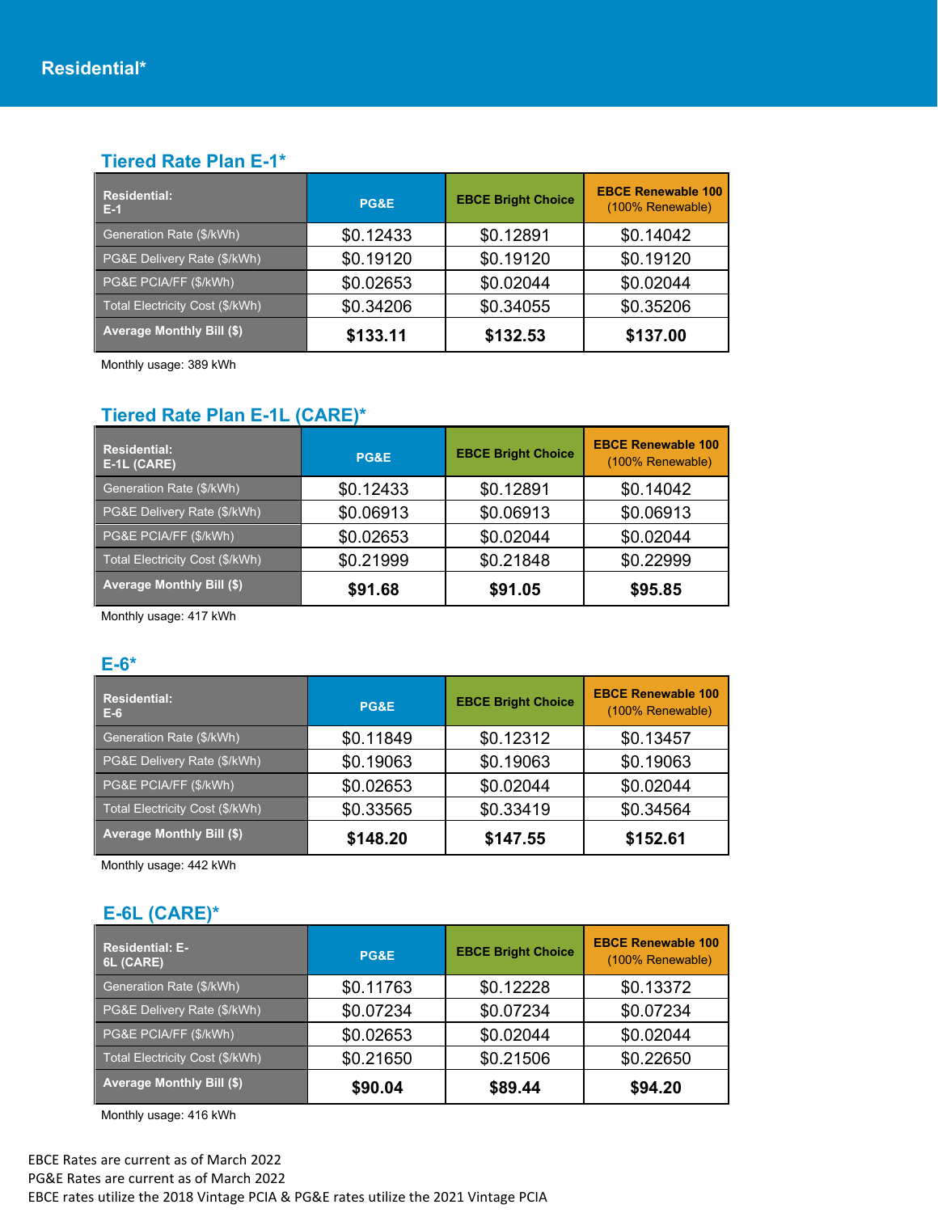# Residential*

## Tiered Rate Plan E-1*

| Residential: E-1 | PG&E | EBCE Bright Choice | EBCE Renewable 100 (100% Renewable) |
|---|---|---|---|
| Generation Rate ($/kWh) | $0.12433 | $0.12891 | $0.14042 |
| PG&E Delivery Rate ($/kWh) | $0.19120 | $0.19120 | $0.19120 |
| PG&E PCIA/FF ($/kWh) | $0.02653 | $0.02044 | $0.02044 |
| Total Electricity Cost ($/kWh) | $0.34206 | $0.34055 | $0.35206 |
| **Average Monthly Bill ($)** | **$133.11** | **$132.53** | **$137.00** |

Monthly usage: 389 kWh

## Tiered Rate Plan E-1L (CARE)*

| Residential: E-1L (CARE) | PG&E | EBCE Bright Choice | EBCE Renewable 100 (100% Renewable) |
|---|---|---|---|
| Generation Rate ($/kWh) | $0.12433 | $0.12891 | $0.14042 |
| PG&E Delivery Rate ($/kWh) | $0.06913 | $0.06913 | $0.06913 |
| PG&E PCIA/FF ($/kWh) | $0.02653 | $0.02044 | $0.02044 |
| Total Electricity Cost ($/kWh) | $0.21999 | $0.21848 | $0.22999 |
| **Average Monthly Bill ($)** | **$91.68** | **$91.05** | **$95.85** |

Monthly usage: 417 kWh

## E-6*

| Residential: E-6 | PG&E | EBCE Bright Choice | EBCE Renewable 100 (100% Renewable) |
|---|---|---|---|
| Generation Rate ($/kWh) | $0.11849 | $0.12312 | $0.13457 |
| PG&E Delivery Rate ($/kWh) | $0.19063 | $0.19063 | $0.19063 |
| PG&E PCIA/FF ($/kWh) | $0.02653 | $0.02044 | $0.02044 |
| Total Electricity Cost ($/kWh) | $0.33565 | $0.33419 | $0.34564 |
| **Average Monthly Bill ($)** | **$148.20** | **$147.55** | **$152.61** |

Monthly usage: 442 kWh

## E-6L (CARE)*

| Residential: E-6L (CARE) | PG&E | EBCE Bright Choice | EBCE Renewable 100 (100% Renewable) |
|---|---|---|---|
| Generation Rate ($/kWh) | $0.11763 | $0.12228 | $0.13372 |
| PG&E Delivery Rate ($/kWh) | $0.07234 | $0.07234 | $0.07234 |
| PG&E PCIA/FF ($/kWh) | $0.02653 | $0.02044 | $0.02044 |
| Total Electricity Cost ($/kWh) | $0.21650 | $0.21506 | $0.22650 |
| **Average Monthly Bill ($)** | **$90.04** | **$89.44** | **$94.20** |

Monthly usage: 416 kWh

EBCE Rates are current as of March 2022
PG&E Rates are current as of March 2022
EBCE rates utilize the 2018 Vintage PCIA & PG&E rates utilize the 2021 Vintage PCIA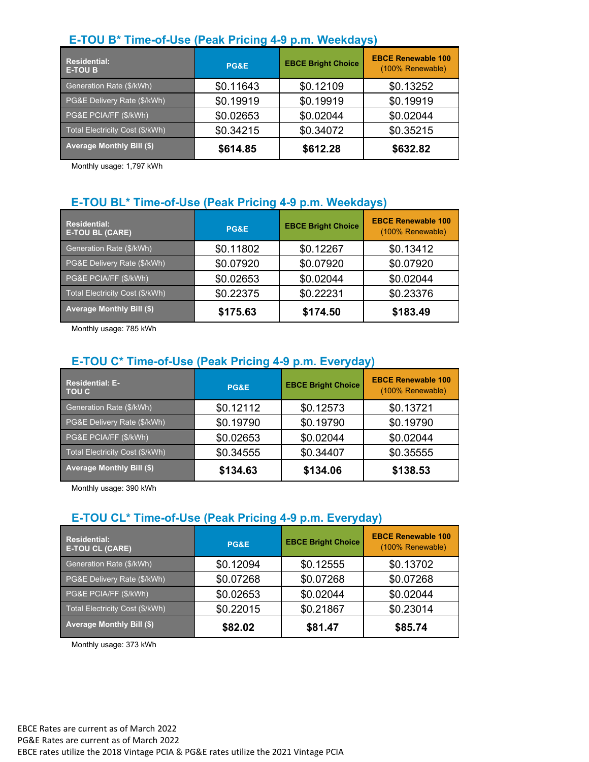## E-TOU B* Time-of-Use (Peak Pricing 4-9 p.m. Weekdays)

| Residential: E-TOU B | PG&E | EBCE Bright Choice | EBCE Renewable 100 (100% Renewable) |
|---|---|---|---|
| Generation Rate ($/kWh) | $0.11643 | $0.12109 | $0.13252 |
| PG&E Delivery Rate ($/kWh) | $0.19919 | $0.19919 | $0.19919 |
| PG&E PCIA/FF ($/kWh) | $0.02653 | $0.02044 | $0.02044 |
| Total Electricity Cost ($/kWh) | $0.34215 | $0.34072 | $0.35215 |
| **Average Monthly Bill ($)** | **$614.85** | **$612.28** | **$632.82** |

Monthly usage: 1,797 kWh

## E-TOU BL* Time-of-Use (Peak Pricing 4-9 p.m. Weekdays)

| Residential: E-TOU BL (CARE) | PG&E | EBCE Bright Choice | EBCE Renewable 100 (100% Renewable) |
|---|---|---|---|
| Generation Rate ($/kWh) | $0.11802 | $0.12267 | $0.13412 |
| PG&E Delivery Rate ($/kWh) | $0.07920 | $0.07920 | $0.07920 |
| PG&E PCIA/FF ($/kWh) | $0.02653 | $0.02044 | $0.02044 |
| Total Electricity Cost ($/kWh) | $0.22375 | $0.22231 | $0.23376 |
| **Average Monthly Bill ($)** | **$175.63** | **$174.50** | **$183.49** |

Monthly usage: 785 kWh

## E-TOU C* Time-of-Use (Peak Pricing 4-9 p.m. Everyday)

| Residential: E-TOU C | PG&E | EBCE Bright Choice | EBCE Renewable 100 (100% Renewable) |
|---|---|---|---|
| Generation Rate ($/kWh) | $0.12112 | $0.12573 | $0.13721 |
| PG&E Delivery Rate ($/kWh) | $0.19790 | $0.19790 | $0.19790 |
| PG&E PCIA/FF ($/kWh) | $0.02653 | $0.02044 | $0.02044 |
| Total Electricity Cost ($/kWh) | $0.34555 | $0.34407 | $0.35555 |
| **Average Monthly Bill ($)** | **$134.63** | **$134.06** | **$138.53** |

Monthly usage: 390 kWh

## E-TOU CL* Time-of-Use (Peak Pricing 4-9 p.m. Everyday)

| Residential: E-TOU CL (CARE) | PG&E | EBCE Bright Choice | EBCE Renewable 100 (100% Renewable) |
|---|---|---|---|
| Generation Rate ($/kWh) | $0.12094 | $0.12555 | $0.13702 |
| PG&E Delivery Rate ($/kWh) | $0.07268 | $0.07268 | $0.07268 |
| PG&E PCIA/FF ($/kWh) | $0.02653 | $0.02044 | $0.02044 |
| Total Electricity Cost ($/kWh) | $0.22015 | $0.21867 | $0.23014 |
| **Average Monthly Bill ($)** | **$82.02** | **$81.47** | **$85.74** |

Monthly usage: 373 kWh

EBCE Rates are current as of March 2022
PG&E Rates are current as of March 2022
EBCE rates utilize the 2018 Vintage PCIA & PG&E rates utilize the 2021 Vintage PCIA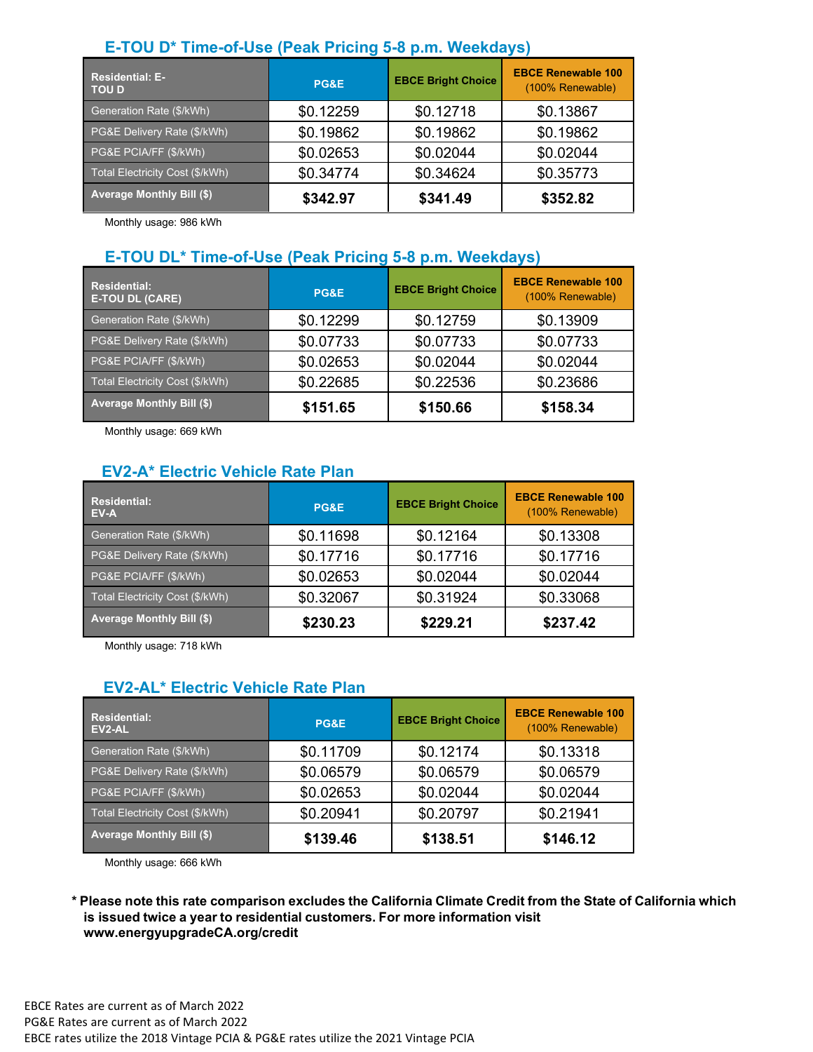## E-TOU D* Time-of-Use (Peak Pricing 5-8 p.m. Weekdays)

| Residential: E-TOU D | PG&E | EBCE Bright Choice | EBCE Renewable 100 (100% Renewable) |
|---|---|---|---|
| Generation Rate ($/kWh) | $0.12259 | $0.12718 | $0.13867 |
| PG&E Delivery Rate ($/kWh) | $0.19862 | $0.19862 | $0.19862 |
| PG&E PCIA/FF ($/kWh) | $0.02653 | $0.02044 | $0.02044 |
| Total Electricity Cost ($/kWh) | $0.34774 | $0.34624 | $0.35773 |
| **Average Monthly Bill ($)** | **$342.97** | **$341.49** | **$352.82** |

Monthly usage: 986 kWh

## E-TOU DL* Time-of-Use (Peak Pricing 5-8 p.m. Weekdays)

| Residential: E-TOU DL (CARE) | PG&E | EBCE Bright Choice | EBCE Renewable 100 (100% Renewable) |
|---|---|---|---|
| Generation Rate ($/kWh) | $0.12299 | $0.12759 | $0.13909 |
| PG&E Delivery Rate ($/kWh) | $0.07733 | $0.07733 | $0.07733 |
| PG&E PCIA/FF ($/kWh) | $0.02653 | $0.02044 | $0.02044 |
| Total Electricity Cost ($/kWh) | $0.22685 | $0.22536 | $0.23686 |
| **Average Monthly Bill ($)** | **$151.65** | **$150.66** | **$158.34** |

Monthly usage: 669 kWh

## EV2-A* Electric Vehicle Rate Plan

| Residential: EV-A | PG&E | EBCE Bright Choice | EBCE Renewable 100 (100% Renewable) |
|---|---|---|---|
| Generation Rate ($/kWh) | $0.11698 | $0.12164 | $0.13308 |
| PG&E Delivery Rate ($/kWh) | $0.17716 | $0.17716 | $0.17716 |
| PG&E PCIA/FF ($/kWh) | $0.02653 | $0.02044 | $0.02044 |
| Total Electricity Cost ($/kWh) | $0.32067 | $0.31924 | $0.33068 |
| **Average Monthly Bill ($)** | **$230.23** | **$229.21** | **$237.42** |

Monthly usage: 718 kWh

## EV2-AL* Electric Vehicle Rate Plan

| Residential: EV2-AL | PG&E | EBCE Bright Choice | EBCE Renewable 100 (100% Renewable) |
|---|---|---|---|
| Generation Rate ($/kWh) | $0.11709 | $0.12174 | $0.13318 |
| PG&E Delivery Rate ($/kWh) | $0.06579 | $0.06579 | $0.06579 |
| PG&E PCIA/FF ($/kWh) | $0.02653 | $0.02044 | $0.02044 |
| Total Electricity Cost ($/kWh) | $0.20941 | $0.20797 | $0.21941 |
| **Average Monthly Bill ($)** | **$139.46** | **$138.51** | **$146.12** |

Monthly usage: 666 kWh

**\* Please note this rate comparison excludes the California Climate Credit from the State of California which is issued twice a year to residential customers. For more information visit www.energyupgradeCA.org/credit**

EBCE Rates are current as of March 2022
PG&E Rates are current as of March 2022
EBCE rates utilize the 2018 Vintage PCIA & PG&E rates utilize the 2021 Vintage PCIA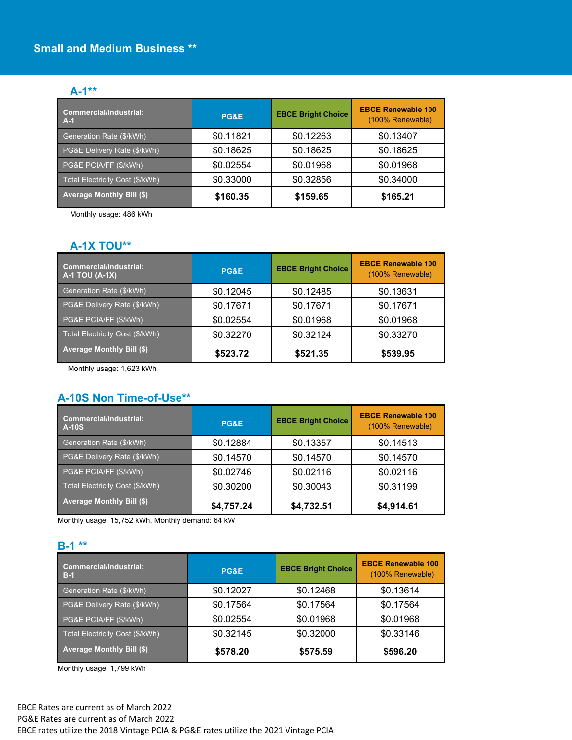## Small and Medium Business **

### A-1**

| Commercial/Industrial: A-1 | PG&E | EBCE Bright Choice | EBCE Renewable 100 (100% Renewable) |
|---|---|---|---|
| Generation Rate ($/kWh) | $0.11821 | $0.12263 | $0.13407 |
| PG&E Delivery Rate ($/kWh) | $0.18625 | $0.18625 | $0.18625 |
| PG&E PCIA/FF ($/kWh) | $0.02554 | $0.01968 | $0.01968 |
| Total Electricity Cost ($/kWh) | $0.33000 | $0.32856 | $0.34000 |
| **Average Monthly Bill ($)** | **$160.35** | **$159.65** | **$165.21** |

Monthly usage: 486 kWh

### A-1X TOU**

| Commercial/Industrial: A-1 TOU (A-1X) | PG&E | EBCE Bright Choice | EBCE Renewable 100 (100% Renewable) |
|---|---|---|---|
| Generation Rate ($/kWh) | $0.12045 | $0.12485 | $0.13631 |
| PG&E Delivery Rate ($/kWh) | $0.17671 | $0.17671 | $0.17671 |
| PG&E PCIA/FF ($/kWh) | $0.02554 | $0.01968 | $0.01968 |
| Total Electricity Cost ($/kWh) | $0.32270 | $0.32124 | $0.33270 |
| **Average Monthly Bill ($)** | **$523.72** | **$521.35** | **$539.95** |

Monthly usage: 1,623 kWh

### A-10S Non Time-of-Use**

| Commercial/Industrial: A-10S | PG&E | EBCE Bright Choice | EBCE Renewable 100 (100% Renewable) |
|---|---|---|---|
| Generation Rate ($/kWh) | $0.12884 | $0.13357 | $0.14513 |
| PG&E Delivery Rate ($/kWh) | $0.14570 | $0.14570 | $0.14570 |
| PG&E PCIA/FF ($/kWh) | $0.02746 | $0.02116 | $0.02116 |
| Total Electricity Cost ($/kWh) | $0.30200 | $0.30043 | $0.31199 |
| **Average Monthly Bill ($)** | **$4,757.24** | **$4,732.51** | **$4,914.61** |

Monthly usage: 15,752 kWh, Monthly demand: 64 kW

### B-1 **

| Commercial/Industrial: B-1 | PG&E | EBCE Bright Choice | EBCE Renewable 100 (100% Renewable) |
|---|---|---|---|
| Generation Rate ($/kWh) | $0.12027 | $0.12468 | $0.13614 |
| PG&E Delivery Rate ($/kWh) | $0.17564 | $0.17564 | $0.17564 |
| PG&E PCIA/FF ($/kWh) | $0.02554 | $0.01968 | $0.01968 |
| Total Electricity Cost ($/kWh) | $0.32145 | $0.32000 | $0.33146 |
| **Average Monthly Bill ($)** | **$578.20** | **$575.59** | **$596.20** |

Monthly usage: 1,799 kWh

EBCE Rates are current as of March 2022
PG&E Rates are current as of March 2022
EBCE rates utilize the 2018 Vintage PCIA & PG&E rates utilize the 2021 Vintage PCIA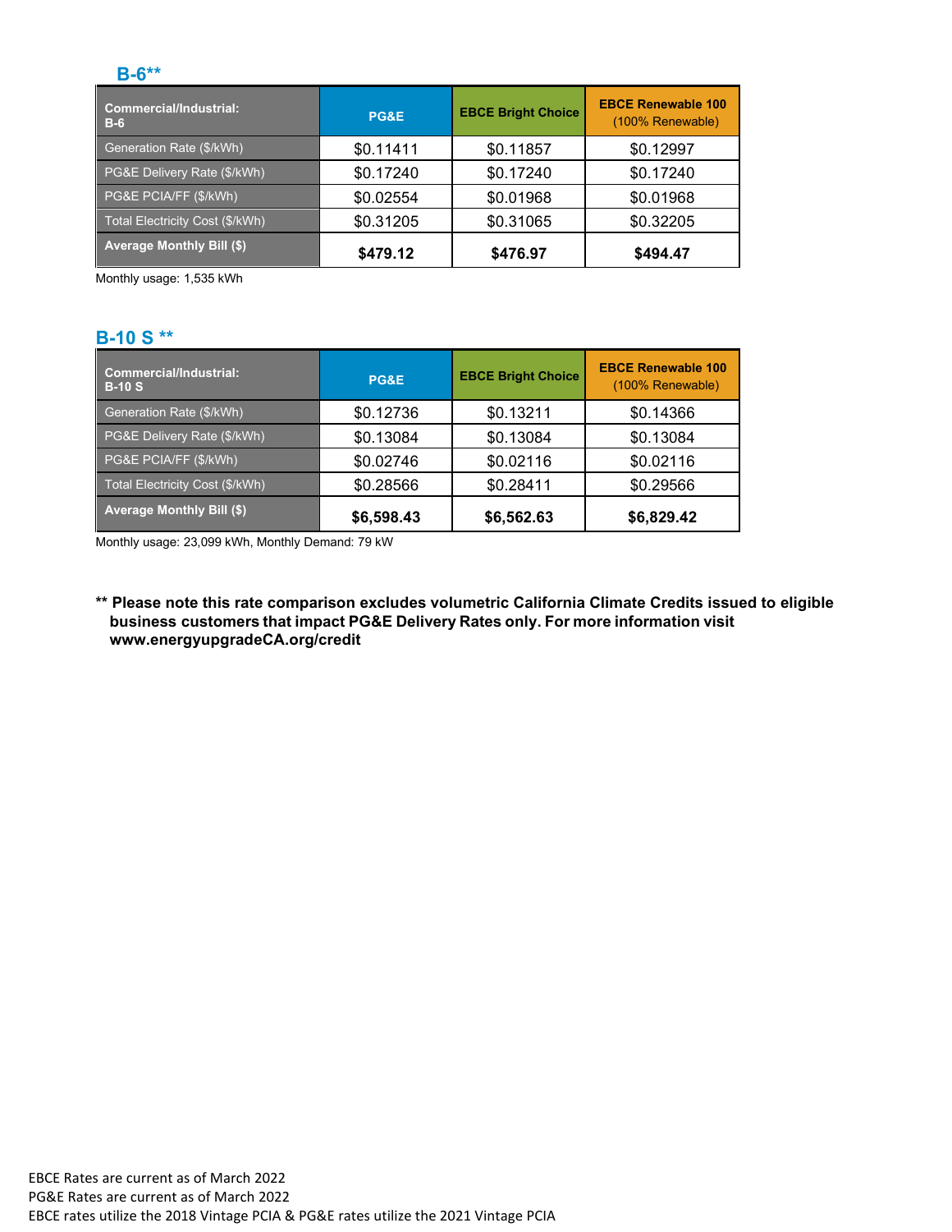## B-6**

| Commercial/Industrial: B-6 | PG&E | EBCE Bright Choice | EBCE Renewable 100 (100% Renewable) |
|---|---|---|---|
| Generation Rate ($/kWh) | $0.11411 | $0.11857 | $0.12997 |
| PG&E Delivery Rate ($/kWh) | $0.17240 | $0.17240 | $0.17240 |
| PG&E PCIA/FF ($/kWh) | $0.02554 | $0.01968 | $0.01968 |
| Total Electricity Cost ($/kWh) | $0.31205 | $0.31065 | $0.32205 |
| **Average Monthly Bill ($)** | **$479.12** | **$476.97** | **$494.47** |

Monthly usage: 1,535 kWh

## B-10 S **

| Commercial/Industrial: B-10 S | PG&E | EBCE Bright Choice | EBCE Renewable 100 (100% Renewable) |
|---|---|---|---|
| Generation Rate ($/kWh) | $0.12736 | $0.13211 | $0.14366 |
| PG&E Delivery Rate ($/kWh) | $0.13084 | $0.13084 | $0.13084 |
| PG&E PCIA/FF ($/kWh) | $0.02746 | $0.02116 | $0.02116 |
| Total Electricity Cost ($/kWh) | $0.28566 | $0.28411 | $0.29566 |
| **Average Monthly Bill ($)** | **$6,598.43** | **$6,562.63** | **$6,829.42** |

Monthly usage: 23,099 kWh, Monthly Demand: 79 kW

**** Please note this rate comparison excludes volumetric California Climate Credits issued to eligible business customers that impact PG&E Delivery Rates only. For more information visit www.energyupgradeCA.org/credit**

EBCE Rates are current as of March 2022
PG&E Rates are current as of March 2022
EBCE rates utilize the 2018 Vintage PCIA & PG&E rates utilize the 2021 Vintage PCIA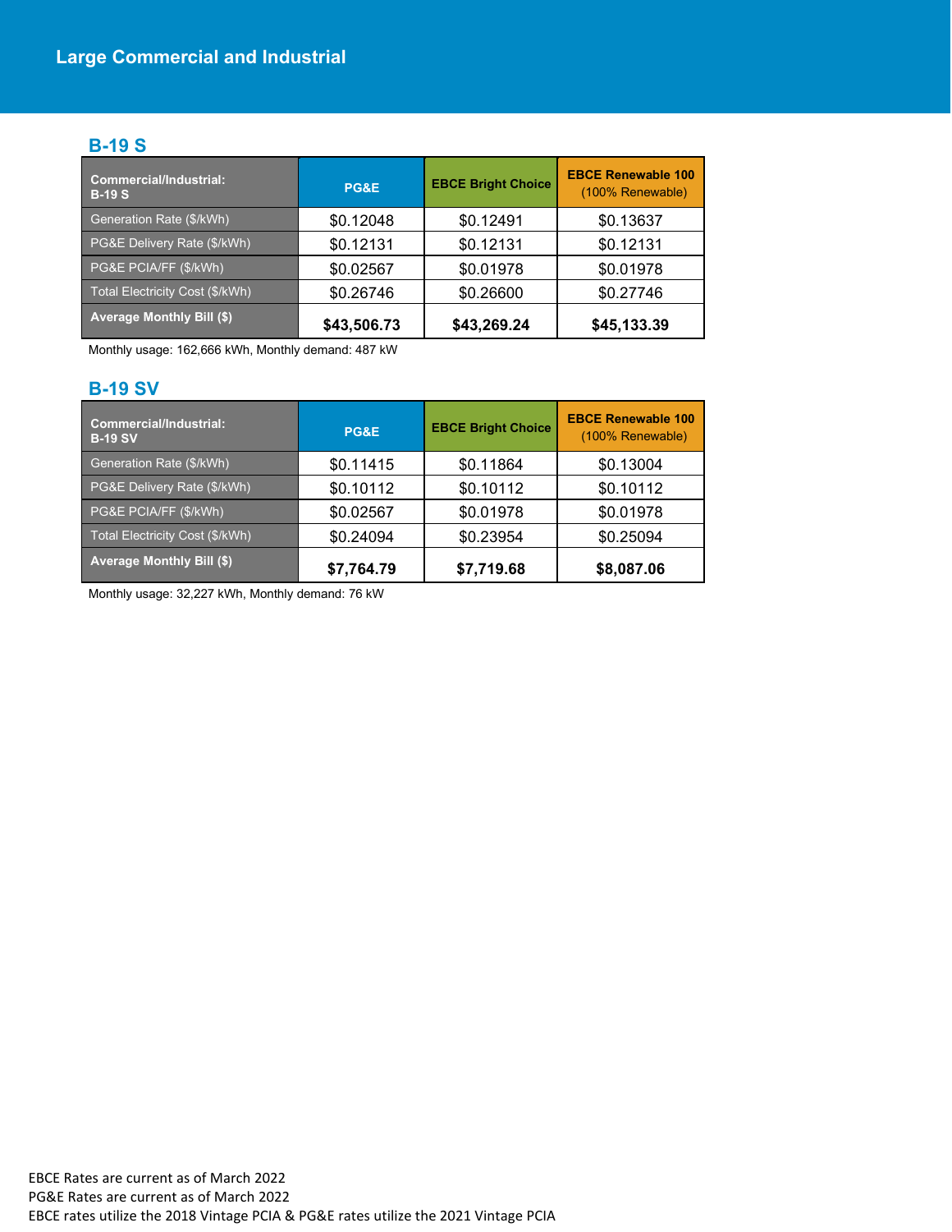# Large Commercial and Industrial

## B-19 S

| Commercial/Industrial: B-19 S | PG&E | EBCE Bright Choice | EBCE Renewable 100 (100% Renewable) |
|---|---|---|---|
| Generation Rate ($/kWh) | $0.12048 | $0.12491 | $0.13637 |
| PG&E Delivery Rate ($/kWh) | $0.12131 | $0.12131 | $0.12131 |
| PG&E PCIA/FF ($/kWh) | $0.02567 | $0.01978 | $0.01978 |
| Total Electricity Cost ($/kWh) | $0.26746 | $0.26600 | $0.27746 |
| **Average Monthly Bill ($)** | **$43,506.73** | **$43,269.24** | **$45,133.39** |

Monthly usage: 162,666 kWh, Monthly demand: 487 kW

## B-19 SV

| Commercial/Industrial: B-19 SV | PG&E | EBCE Bright Choice | EBCE Renewable 100 (100% Renewable) |
|---|---|---|---|
| Generation Rate ($/kWh) | $0.11415 | $0.11864 | $0.13004 |
| PG&E Delivery Rate ($/kWh) | $0.10112 | $0.10112 | $0.10112 |
| PG&E PCIA/FF ($/kWh) | $0.02567 | $0.01978 | $0.01978 |
| Total Electricity Cost ($/kWh) | $0.24094 | $0.23954 | $0.25094 |
| **Average Monthly Bill ($)** | **$7,764.79** | **$7,719.68** | **$8,087.06** |

Monthly usage: 32,227 kWh, Monthly demand: 76 kW

EBCE Rates are current as of March 2022
PG&E Rates are current as of March 2022
EBCE rates utilize the 2018 Vintage PCIA & PG&E rates utilize the 2021 Vintage PCIA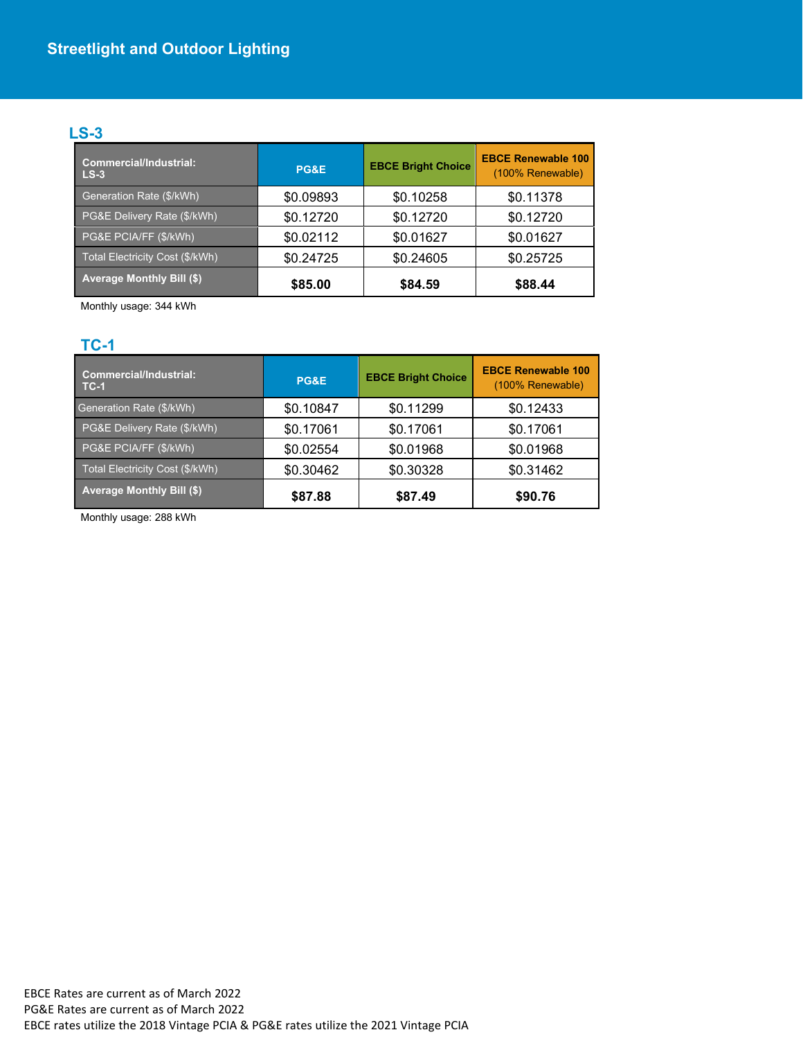# Streetlight and Outdoor Lighting

## LS-3

| Commercial/Industrial: LS-3 | PG&E | EBCE Bright Choice | EBCE Renewable 100 (100% Renewable) |
|---|---|---|---|
| Generation Rate ($/kWh) | $0.09893 | $0.10258 | $0.11378 |
| PG&E Delivery Rate ($/kWh) | $0.12720 | $0.12720 | $0.12720 |
| PG&E PCIA/FF ($/kWh) | $0.02112 | $0.01627 | $0.01627 |
| Total Electricity Cost ($/kWh) | $0.24725 | $0.24605 | $0.25725 |
| **Average Monthly Bill ($)** | **$85.00** | **$84.59** | **$88.44** |

Monthly usage: 344 kWh

## TC-1

| Commercial/Industrial: TC-1 | PG&E | EBCE Bright Choice | EBCE Renewable 100 (100% Renewable) |
|---|---|---|---|
| Generation Rate ($/kWh) | $0.10847 | $0.11299 | $0.12433 |
| PG&E Delivery Rate ($/kWh) | $0.17061 | $0.17061 | $0.17061 |
| PG&E PCIA/FF ($/kWh) | $0.02554 | $0.01968 | $0.01968 |
| Total Electricity Cost ($/kWh) | $0.30462 | $0.30328 | $0.31462 |
| **Average Monthly Bill ($)** | **$87.88** | **$87.49** | **$90.76** |

Monthly usage: 288 kWh

EBCE Rates are current as of March 2022
PG&E Rates are current as of March 2022
EBCE rates utilize the 2018 Vintage PCIA & PG&E rates utilize the 2021 Vintage PCIA